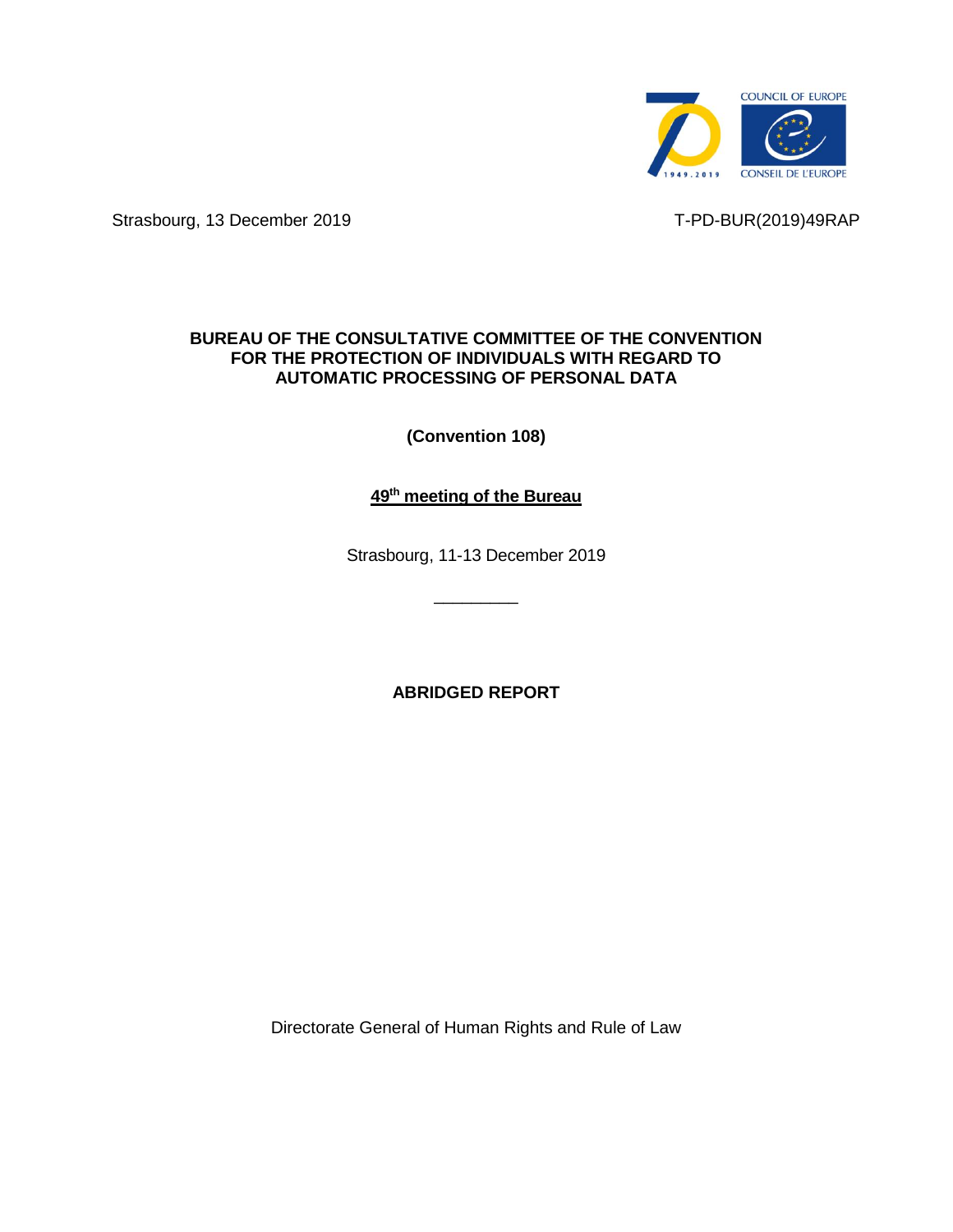Strasbourg, 13 December 2019

T-PD-BUR(2019)49RAP

**BUREAU OF THE CONSULTATIVE COMMITTEE OF THE CONVENTION FOR THE PROTECTION OF INDIVIDUALS WITH REGARD TO AUTOMATIC PROCESSING OF PERSONAL DATA**

**(Convention 108)**

**49th meeting of the Bureau**

Strasbourg, 11-13 December 2019

\_\_\_\_\_\_\_\_\_

**ABRIDGED REPORT**

Directorate General of Human Rights and Rule of Law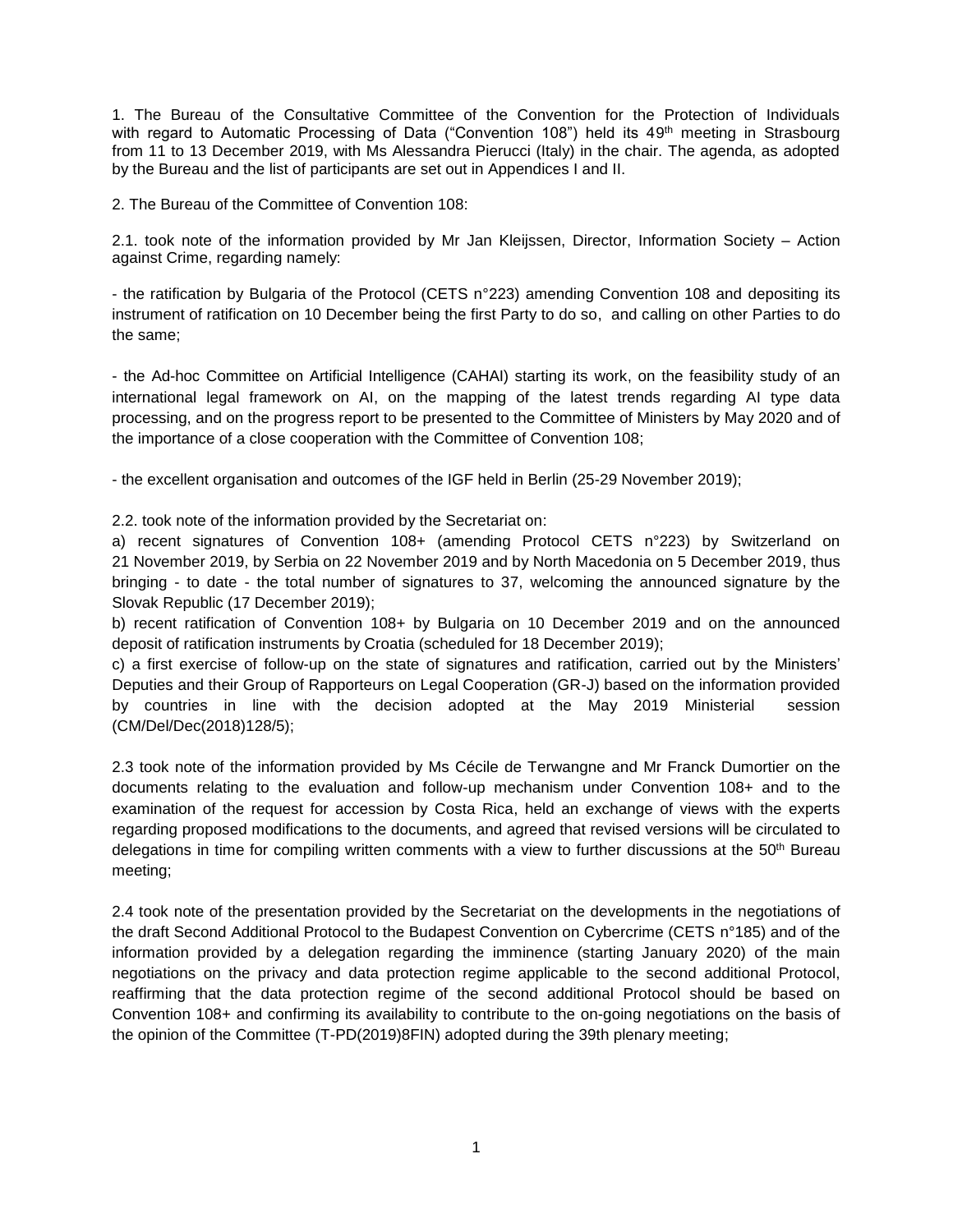1. The Bureau of the Consultative Committee of the Convention for the Protection of Individuals with regard to Automatic Processing of Data ("Convention 108") held its 49th meeting in Strasbourg from 11 to 13 December 2019, with Ms Alessandra Pierucci (Italy) in the chair. The agenda, as adopted by the Bureau and the list of participants are set out in Appendices I and II.

2. The Bureau of the Committee of Convention 108:

2.1. took note of the information provided by Mr Jan Kleijssen, Director, Information Society – Action against Crime, regarding namely:

- the ratification by Bulgaria of the Protocol (CETS n°223) amending Convention 108 and depositing its instrument of ratification on 10 December being the first Party to do so, and calling on other Parties to do the same;

- the Ad-hoc Committee on Artificial Intelligence (CAHAI) starting its work, on the feasibility study of an international legal framework on AI, on the mapping of the latest trends regarding AI type data processing, and on the progress report to be presented to the Committee of Ministers by May 2020 and of the importance of a close cooperation with the Committee of Convention 108;

- the excellent organisation and outcomes of the IGF held in Berlin (25-29 November 2019);

2.2. took note of the information provided by the Secretariat on:

a) recent signatures of Convention 108+ (amending Protocol CETS n°223) by Switzerland on 21 November 2019, by Serbia on 22 November 2019 and by North Macedonia on 5 December 2019, thus bringing - to date - the total number of signatures to 37, welcoming the announced signature by the Slovak Republic (17 December 2019);

b) recent ratification of Convention 108+ by Bulgaria on 10 December 2019 and on the announced deposit of ratification instruments by Croatia (scheduled for 18 December 2019);

c) a first exercise of follow-up on the state of signatures and ratification, carried out by the Ministers' Deputies and their Group of Rapporteurs on Legal Cooperation (GR-J) based on the information provided by countries in line with the decision adopted at the May 2019 Ministerial session (CM/Del/Dec(2018)128/5);

2.3 took note of the information provided by Ms Cécile de Terwangne and Mr Franck Dumortier on the documents relating to the evaluation and follow-up mechanism under Convention 108+ and to the examination of the request for accession by Costa Rica, held an exchange of views with the experts regarding proposed modifications to the documents, and agreed that revised versions will be circulated to delegations in time for compiling written comments with a view to further discussions at the 50th Bureau meeting;

2.4 took note of the presentation provided by the Secretariat on the developments in the negotiations of the draft Second Additional Protocol to the Budapest Convention on Cybercrime (CETS n°185) and of the information provided by a delegation regarding the imminence (starting January 2020) of the main negotiations on the privacy and data protection regime applicable to the second additional Protocol, reaffirming that the data protection regime of the second additional Protocol should be based on Convention 108+ and confirming its availability to contribute to the on-going negotiations on the basis of the opinion of the Committee (T-PD(2019)8FIN) adopted during the 39th plenary meeting;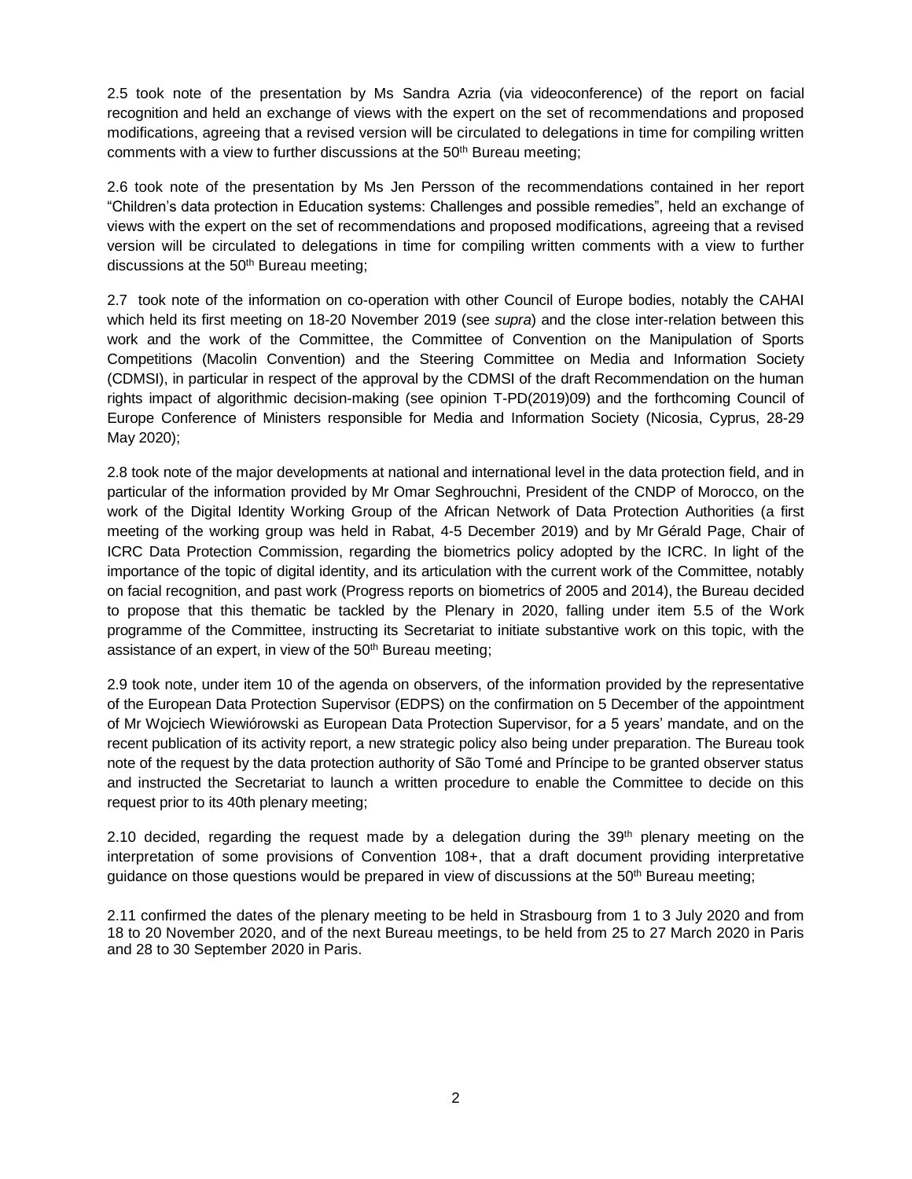2.5 took note of the presentation by Ms Sandra Azria (via videoconference) of the report on facial recognition and held an exchange of views with the expert on the set of recommendations and proposed modifications, agreeing that a revised version will be circulated to delegations in time for compiling written comments with a view to further discussions at the 50th Bureau meeting;

2.6 took note of the presentation by Ms Jen Persson of the recommendations contained in her report "Children's data protection in Education systems: Challenges and possible remedies", held an exchange of views with the expert on the set of recommendations and proposed modifications, agreeing that a revised version will be circulated to delegations in time for compiling written comments with a view to further discussions at the 50th Bureau meeting;

2.7 took note of the information on co-operation with other Council of Europe bodies, notably the CAHAI which held its first meeting on 18-20 November 2019 (see *supra*) and the close inter-relation between this work and the work of the Committee, the Committee of Convention on the Manipulation of Sports Competitions (Macolin Convention) and the Steering Committee on Media and Information Society (CDMSI), in particular in respect of the approval by the CDMSI of the draft Recommendation on the human rights impact of algorithmic decision-making (see opinion T-PD(2019)09) and the forthcoming Council of Europe Conference of Ministers responsible for Media and Information Society (Nicosia, Cyprus, 28-29 May 2020);

2.8 took note of the major developments at national and international level in the data protection field, and in particular of the information provided by Mr Omar Seghrouchni, President of the CNDP of Morocco, on the work of the Digital Identity Working Group of the African Network of Data Protection Authorities (a first meeting of the working group was held in Rabat, 4-5 December 2019) and by Mr Gérald Page, Chair of ICRC Data Protection Commission, regarding the biometrics policy adopted by the ICRC. In light of the importance of the topic of digital identity, and its articulation with the current work of the Committee, notably on facial recognition, and past work (Progress reports on biometrics of 2005 and 2014), the Bureau decided to propose that this thematic be tackled by the Plenary in 2020, falling under item 5.5 of the Work programme of the Committee, instructing its Secretariat to initiate substantive work on this topic, with the assistance of an expert, in view of the 50th Bureau meeting;

2.9 took note, under item 10 of the agenda on observers, of the information provided by the representative of the European Data Protection Supervisor (EDPS) on the confirmation on 5 December of the appointment of Mr Wojciech Wiewiórowski as European Data Protection Supervisor, for a 5 years' mandate, and on the recent publication of its activity report, a new strategic policy also being under preparation. The Bureau took note of the request by the data protection authority of São Tomé and Príncipe to be granted observer status and instructed the Secretariat to launch a written procedure to enable the Committee to decide on this request prior to its 40th plenary meeting;

2.10 decided, regarding the request made by a delegation during the 39th plenary meeting on the interpretation of some provisions of Convention 108+, that a draft document providing interpretative guidance on those questions would be prepared in view of discussions at the 50th Bureau meeting;

2.11 confirmed the dates of the plenary meeting to be held in Strasbourg from 1 to 3 July 2020 and from 18 to 20 November 2020, and of the next Bureau meetings, to be held from 25 to 27 March 2020 in Paris and 28 to 30 September 2020 in Paris.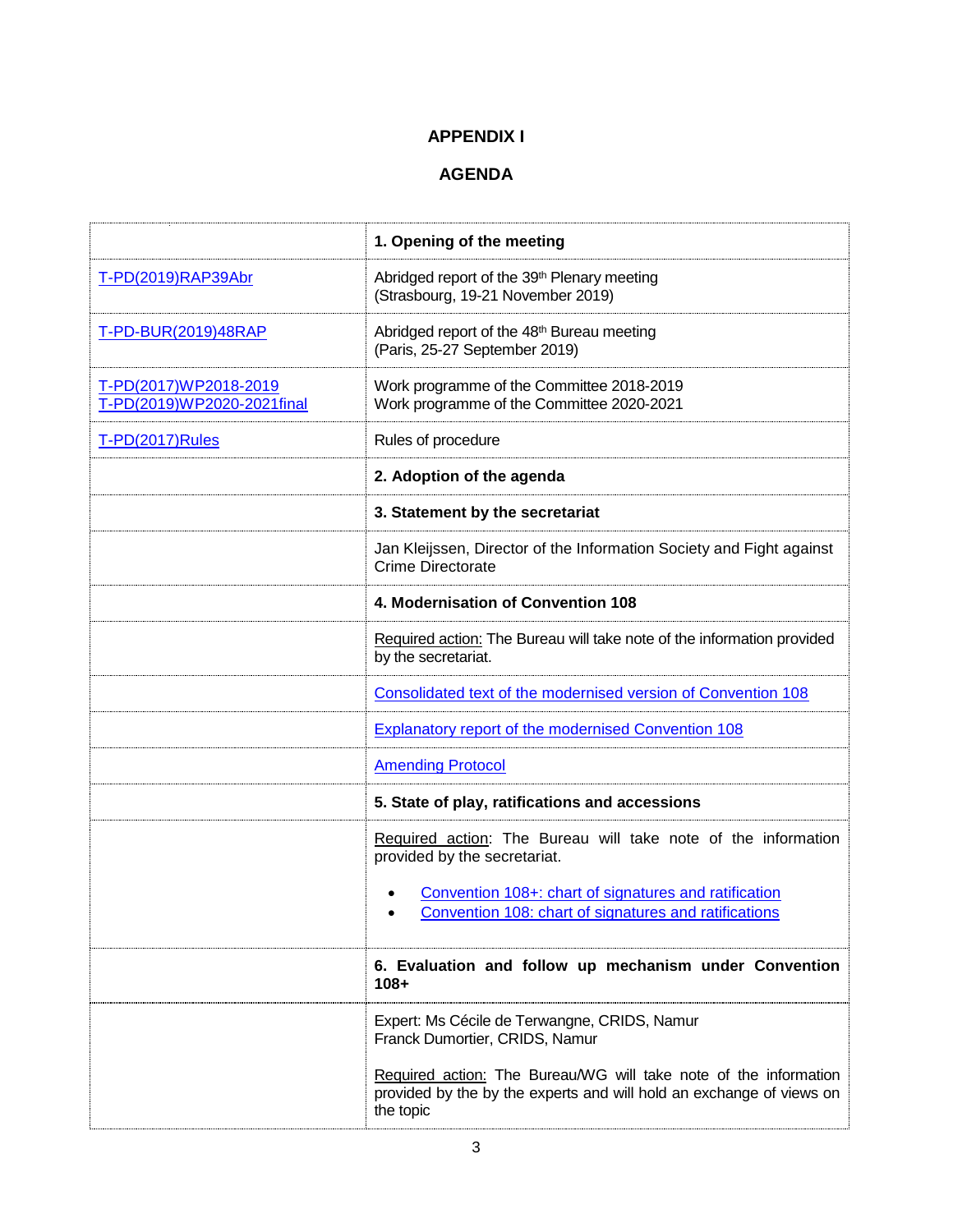# APPENDIX I

# AGENDA

| | **1. Opening of the meeting** |
|---|---|
| T-PD(2019)RAP39Abr | Abridged report of the 39th Plenary meeting (Strasbourg, 19-21 November 2019) |
| T-PD-BUR(2019)48RAP | Abridged report of the 48th Bureau meeting (Paris, 25-27 September 2019) |
| T-PD(2017)WP2018-2019<br>T-PD(2019)WP2020-2021final | Work programme of the Committee 2018-2019<br>Work programme of the Committee 2020-2021 |
| T-PD(2017)Rules | Rules of procedure |
| | **2. Adoption of the agenda** |
| | **3. Statement by the secretariat** |
| | Jan Kleijssen, Director of the Information Society and Fight against Crime Directorate |
| | **4. Modernisation of Convention 108** |
| | Required action: The Bureau will take note of the information provided by the secretariat. |
| | Consolidated text of the modernised version of Convention 108 |
| | Explanatory report of the modernised Convention 108 |
| | Amending Protocol |
| | **5. State of play, ratifications and accessions** |
| | Required action: The Bureau will take note of the information provided by the secretariat.<br><br>• Convention 108+: chart of signatures and ratification<br>• Convention 108: chart of signatures and ratifications |
| | **6. Evaluation and follow up mechanism under Convention 108+** |
| | Expert: Ms Cécile de Terwangne, CRIDS, Namur<br>Franck Dumortier, CRIDS, Namur<br><br>Required action: The Bureau/WG will take note of the information provided by the by the experts and will hold an exchange of views on the topic |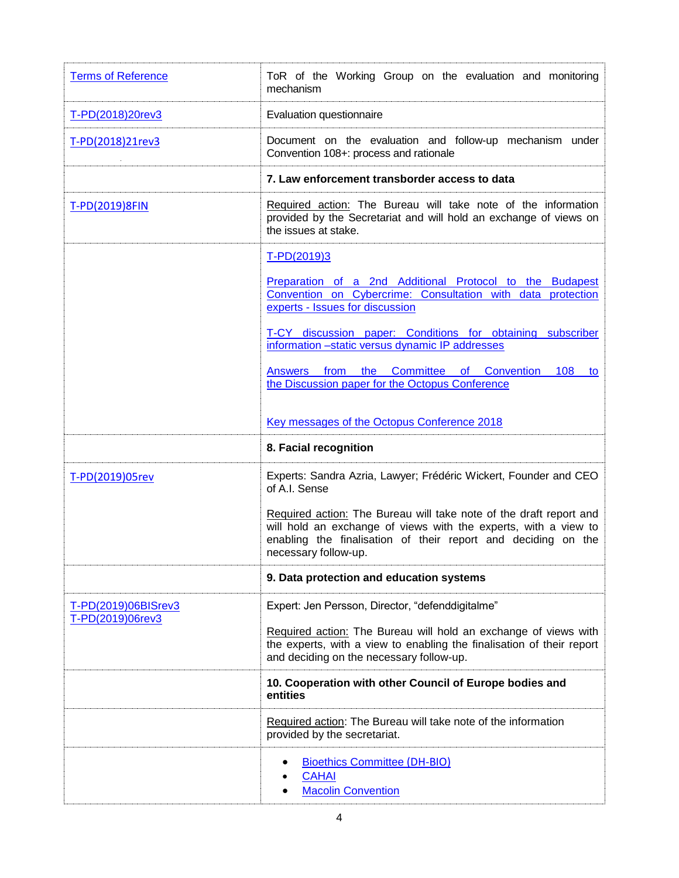| | |
|---|---|
| Terms of Reference | ToR of the Working Group on the evaluation and monitoring mechanism |
| T-PD(2018)20rev3 | Evaluation questionnaire |
| T-PD(2018)21rev3 | Document on the evaluation and follow-up mechanism under Convention 108+: process and rationale |
| | **7. Law enforcement transborder access to data** |
| T-PD(2019)8FIN | Required action: The Bureau will take note of the information provided by the Secretariat and will hold an exchange of views on the issues at stake. |
| | T-PD(2019)3<br><br>Preparation of a 2nd Additional Protocol to the Budapest Convention on Cybercrime: Consultation with data protection experts - Issues for discussion<br><br>T-CY discussion paper: Conditions for obtaining subscriber information –static versus dynamic IP addresses<br><br>Answers from the Committee of Convention 108 to the Discussion paper for the Octopus Conference<br><br>Key messages of the Octopus Conference 2018 |
| | **8. Facial recognition** |
| T-PD(2019)05rev | Experts: Sandra Azria, Lawyer; Frédéric Wickert, Founder and CEO of A.I. Sense<br><br>Required action: The Bureau will take note of the draft report and will hold an exchange of views with the experts, with a view to enabling the finalisation of their report and deciding on the necessary follow-up. |
| | **9. Data protection and education systems** |
| T-PD(2019)06BISrev3<br>T-PD(2019)06rev3 | Expert: Jen Persson, Director, "defenddigitalme"<br><br>Required action: The Bureau will hold an exchange of views with the experts, with a view to enabling the finalisation of their report and deciding on the necessary follow-up. |
| | **10. Cooperation with other Council of Europe bodies and entities** |
| | Required action: The Bureau will take note of the information provided by the secretariat. |
| | • Bioethics Committee (DH-BIO)<br>• CAHAI<br>• Macolin Convention |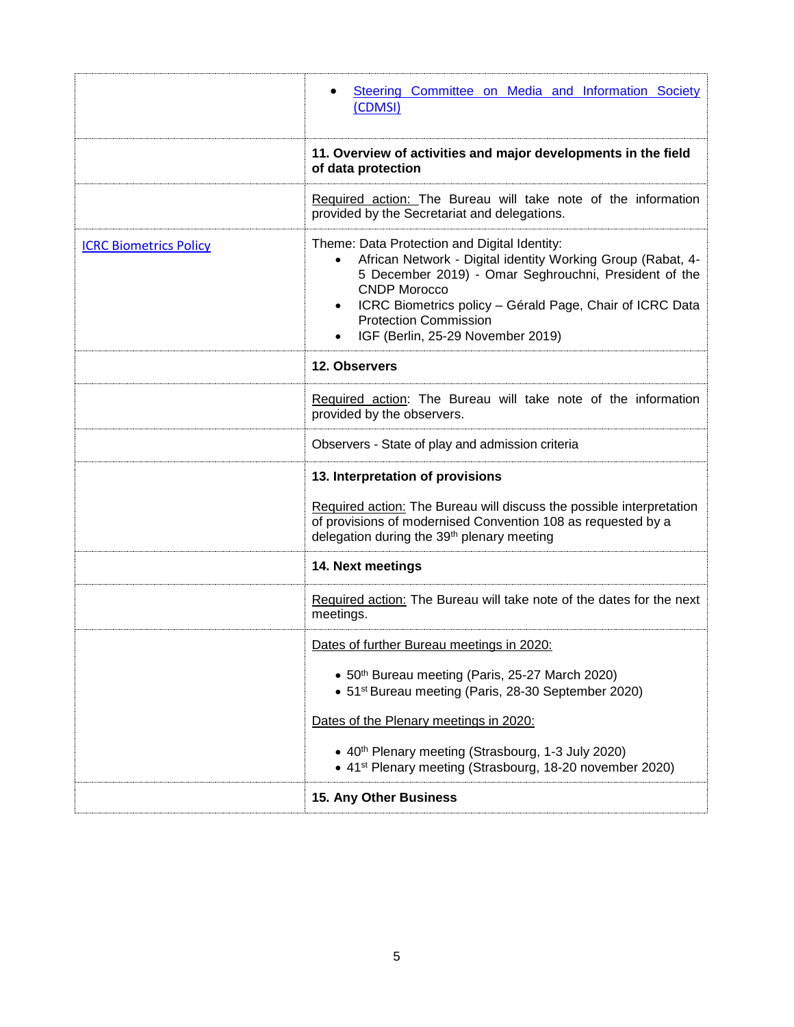| | |
|---|---|
| | • Steering Committee on Media and Information Society (CDMSI) |
| | **11. Overview of activities and major developments in the field of data protection** |
| | Required action: The Bureau will take note of the information provided by the Secretariat and delegations. |
| ICRC Biometrics Policy | Theme: Data Protection and Digital Identity:<br>• African Network - Digital identity Working Group (Rabat, 4-5 December 2019) - Omar Seghrouchni, President of the CNDP Morocco<br>• ICRC Biometrics policy – Gérald Page, Chair of ICRC Data Protection Commission<br>• IGF (Berlin, 25-29 November 2019) |
| | **12. Observers** |
| | Required action: The Bureau will take note of the information provided by the observers. |
| | Observers - State of play and admission criteria |
| | **13. Interpretation of provisions**<br><br>Required action: The Bureau will discuss the possible interpretation of provisions of modernised Convention 108 as requested by a delegation during the 39th plenary meeting |
| | **14. Next meetings** |
| | Required action: The Bureau will take note of the dates for the next meetings. |
| | Dates of further Bureau meetings in 2020:<br><br>• 50th Bureau meeting (Paris, 25-27 March 2020)<br>• 51st Bureau meeting (Paris, 28-30 September 2020)<br><br>Dates of the Plenary meetings in 2020:<br><br>• 40th Plenary meeting (Strasbourg, 1-3 July 2020)<br>• 41st Plenary meeting (Strasbourg, 18-20 november 2020) |
| | **15. Any Other Business** |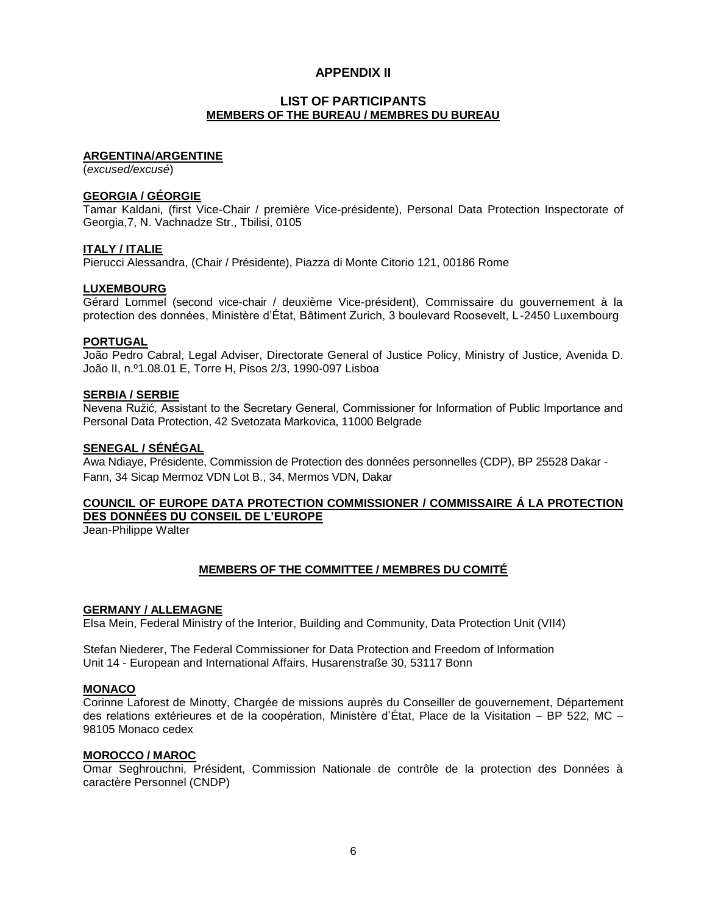# APPENDIX II

## LIST OF PARTICIPANTS

### MEMBERS OF THE BUREAU / MEMBRES DU BUREAU

**ARGENTINA/ARGENTINE**
(*excused/excusé*)

**GEORGIA / GÉORGIE**
Tamar Kaldani, (first Vice-Chair / première Vice-présidente), Personal Data Protection Inspectorate of Georgia,7, N. Vachnadze Str., Tbilisi, 0105

**ITALY / ITALIE**
Pierucci Alessandra, (Chair / Présidente), Piazza di Monte Citorio 121, 00186 Rome

**LUXEMBOURG**
Gérard Lommel (second vice-chair / deuxième Vice-président), Commissaire du gouvernement à la protection des données, Ministère d'État, Bâtiment Zurich, 3 boulevard Roosevelt, L-2450 Luxembourg

**PORTUGAL**
João Pedro Cabral, Legal Adviser, Directorate General of Justice Policy, Ministry of Justice, Avenida D. João II, n.º1.08.01 E, Torre H, Pisos 2/3, 1990-097 Lisboa

**SERBIA / SERBIE**
Nevena Ružić, Assistant to the Secretary General, Commissioner for Information of Public Importance and Personal Data Protection, 42 Svetozata Markovica, 11000 Belgrade

**SENEGAL / SÉNÉGAL**
Awa Ndiaye, Présidente, Commission de Protection des données personnelles (CDP), BP 25528 Dakar - Fann, 34 Sicap Mermoz VDN Lot B., 34, Mermos VDN, Dakar

**COUNCIL OF EUROPE DATA PROTECTION COMMISSIONER / COMMISSAIRE Á LA PROTECTION DES DONNÉES DU CONSEIL DE L'EUROPE**
Jean-Philippe Walter

### MEMBERS OF THE COMMITTEE / MEMBRES DU COMITÉ

**GERMANY / ALLEMAGNE**
Elsa Mein, Federal Ministry of the Interior, Building and Community, Data Protection Unit (VII4)

Stefan Niederer, The Federal Commissioner for Data Protection and Freedom of Information
Unit 14 - European and International Affairs, Husarenstraße 30, 53117 Bonn

**MONACO**
Corinne Laforest de Minotty, Chargée de missions auprès du Conseiller de gouvernement, Département des relations extérieures et de la coopération, Ministère d'État, Place de la Visitation – BP 522, MC – 98105 Monaco cedex

**MOROCCO / MAROC**
Omar Seghrouchni, Président, Commission Nationale de contrôle de la protection des Données à caractère Personnel (CNDP)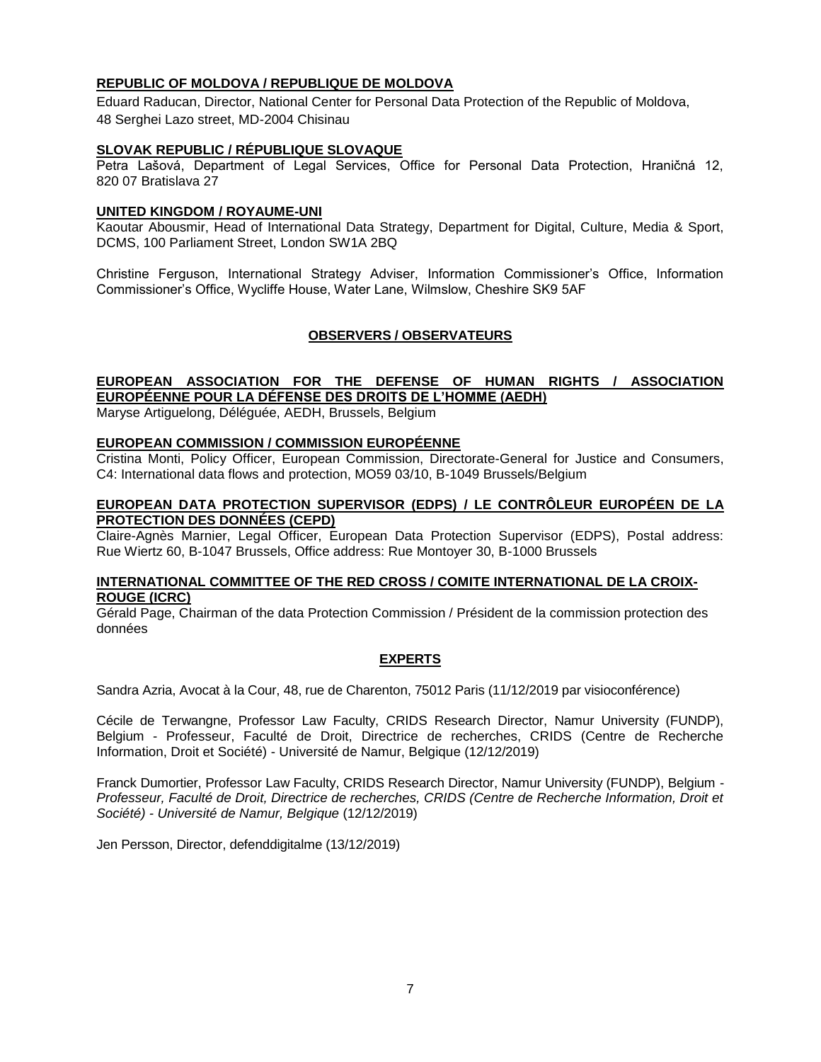**REPUBLIC OF MOLDOVA / REPUBLIQUE DE MOLDOVA**

Eduard Raducan, Director, National Center for Personal Data Protection of the Republic of Moldova, 48 Serghei Lazo street, MD-2004 Chisinau

**SLOVAK REPUBLIC / RÉPUBLIQUE SLOVAQUE**

Petra Lašová, Department of Legal Services, Office for Personal Data Protection, Hraničná 12, 820 07 Bratislava 27

**UNITED KINGDOM / ROYAUME-UNI**

Kaoutar Abousmir, Head of International Data Strategy, Department for Digital, Culture, Media & Sport, DCMS, 100 Parliament Street, London SW1A 2BQ

Christine Ferguson, International Strategy Adviser, Information Commissioner's Office, Information Commissioner's Office, Wycliffe House, Water Lane, Wilmslow, Cheshire SK9 5AF

## OBSERVERS / OBSERVATEURS

**EUROPEAN ASSOCIATION FOR THE DEFENSE OF HUMAN RIGHTS / ASSOCIATION EUROPÉENNE POUR LA DÉFENSE DES DROITS DE L'HOMME (AEDH)**

Maryse Artiguelong, Déléguée, AEDH, Brussels, Belgium

**EUROPEAN COMMISSION / COMMISSION EUROPÉENNE**

Cristina Monti, Policy Officer, European Commission, Directorate-General for Justice and Consumers, C4: International data flows and protection, MO59 03/10, B-1049 Brussels/Belgium

**EUROPEAN DATA PROTECTION SUPERVISOR (EDPS) / LE CONTRÔLEUR EUROPÉEN DE LA PROTECTION DES DONNÉES (CEPD)**

Claire-Agnès Marnier, Legal Officer, European Data Protection Supervisor (EDPS), Postal address: Rue Wiertz 60, B-1047 Brussels, Office address: Rue Montoyer 30, B-1000 Brussels

**INTERNATIONAL COMMITTEE OF THE RED CROSS / COMITE INTERNATIONAL DE LA CROIX-ROUGE (ICRC)**

Gérald Page, Chairman of the data Protection Commission / Président de la commission protection des données

## EXPERTS

Sandra Azria, Avocat à la Cour, 48, rue de Charenton, 75012 Paris (11/12/2019 par visioconférence)

Cécile de Terwangne, Professor Law Faculty, CRIDS Research Director, Namur University (FUNDP), Belgium - Professeur, Faculté de Droit, Directrice de recherches, CRIDS (Centre de Recherche Information, Droit et Société) - Université de Namur, Belgique (12/12/2019)

Franck Dumortier, Professor Law Faculty, CRIDS Research Director, Namur University (FUNDP), Belgium - *Professeur, Faculté de Droit, Directrice de recherches, CRIDS (Centre de Recherche Information, Droit et Société) - Université de Namur, Belgique* (12/12/2019)

Jen Persson, Director, defenddigitalme (13/12/2019)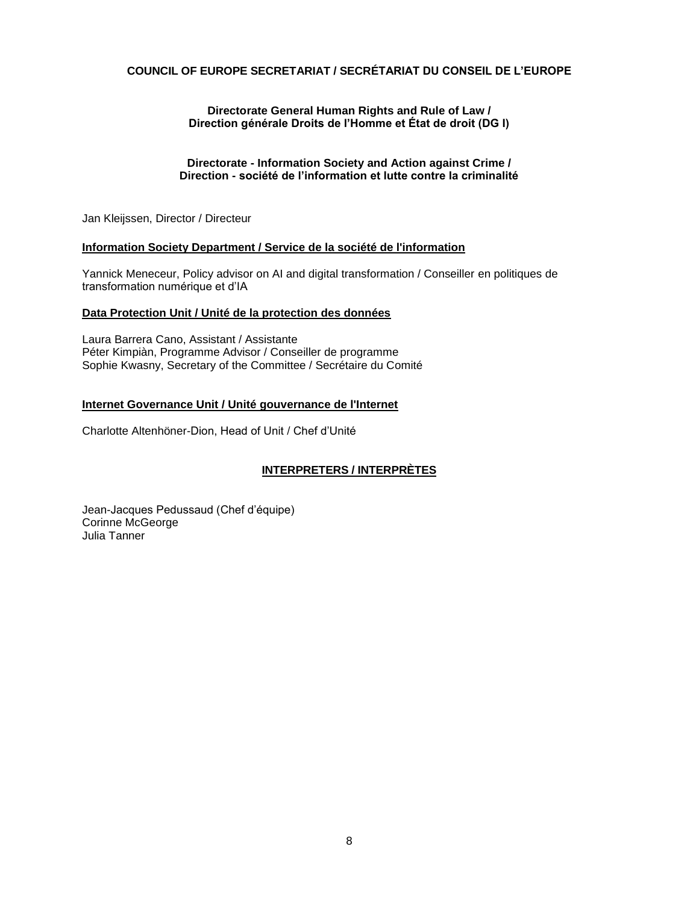## COUNCIL OF EUROPE SECRETARIAT / SECRÉTARIAT DU CONSEIL DE L'EUROPE

**Directorate General Human Rights and Rule of Law /**
**Direction générale Droits de l'Homme et État de droit (DG I)**

**Directorate - Information Society and Action against Crime /**
**Direction - société de l'information et lutte contre la criminalité**

Jan Kleijssen, Director / Directeur

**<u>Information Society Department / Service de la société de l'information</u>**

Yannick Meneceur, Policy advisor on AI and digital transformation / Conseiller en politiques de transformation numérique et d'IA

**<u>Data Protection Unit / Unité de la protection des données</u>**

Laura Barrera Cano, Assistant / Assistante
Péter Kimpiàn, Programme Advisor / Conseiller de programme
Sophie Kwasny, Secretary of the Committee / Secrétaire du Comité

**<u>Internet Governance Unit / Unité gouvernance de l'Internet</u>**

Charlotte Altenhöner-Dion, Head of Unit / Chef d'Unité

## <u>INTERPRETERS / INTERPRÈTES</u>

Jean-Jacques Pedussaud (Chef d'équipe)
Corinne McGeorge
Julia Tanner